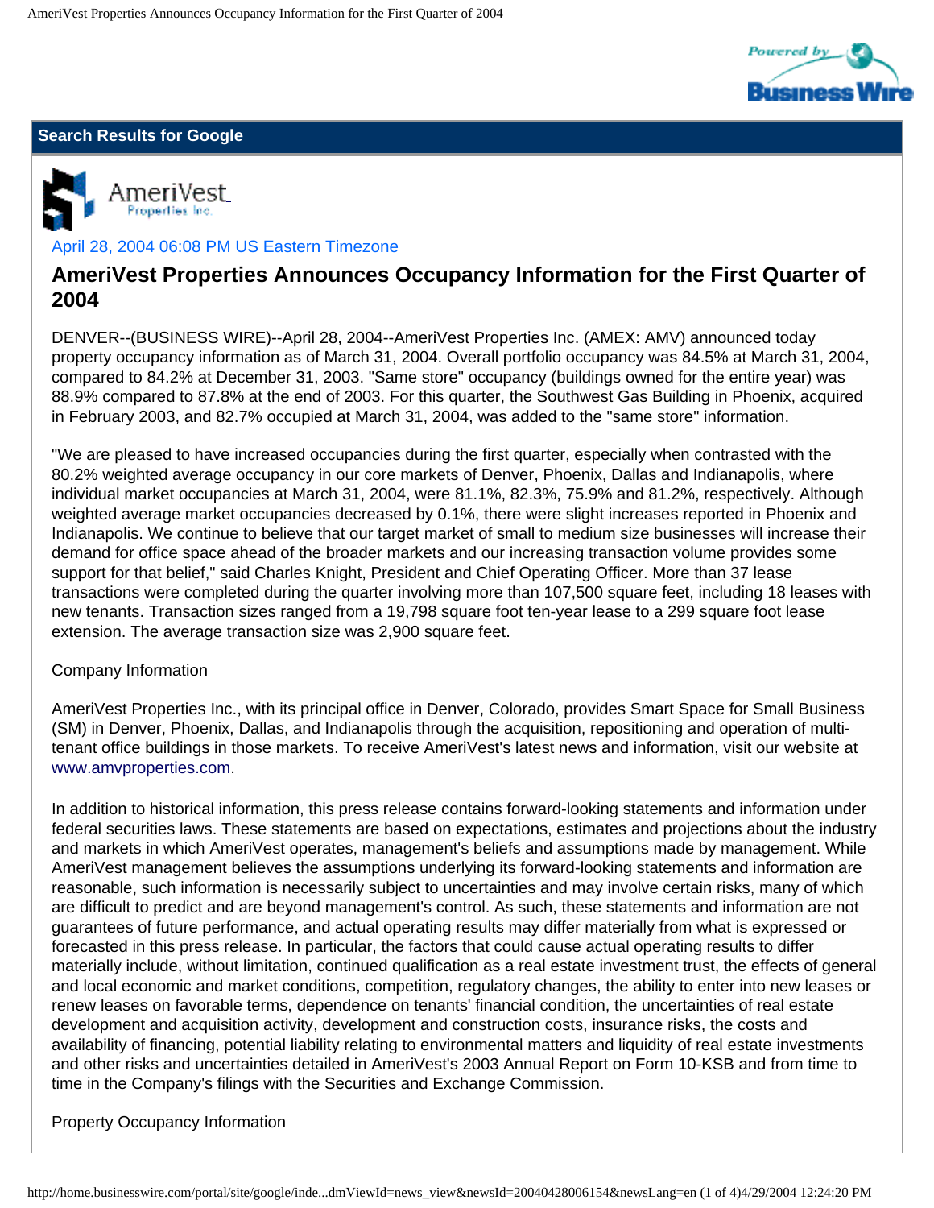Search Results for Google

April 28, 2004 06:08 PM US Eastern Timezone

# AmeriVest Properties Announces Occupancy Information for the First Quarter of 2004

DENVER--(BUSINESS WIRE)--April 28, 2004--AmeriVest Properties Inc. (AMEX: AMV) announced today property occupancy information as of March 31, 2004. Overall portfolio occupancy was 84.5% at March 31, 2004, compared to 84.2% at December 31, 2003. "Same store" occupancy (buildings owned for the entire year) was 88.9% compared to 87.8% at the end of 2003. For this quarter, the Southwest Gas Building in Phoenix, acquired in February 2003, and 82.7% occupied at March 31, 2004, was added to the "same store" information.

"We are pleased to have increased occupancies during the first quarter, especially when contrasted with the 80.2% weighted average occupancy in our core markets of Denver, Phoenix, Dallas and Indianapolis, where individual market occupancies at March 31, 2004, were 81.1%, 82.3%, 75.9% and 81.2%, respectively. Although weighted average market occupancies decreased by 0.1%, there were slight increases reported in Phoenix and Indianapolis. We continue to believe that our target market of small to medium size businesses will increase their demand for office space ahead of the broader markets and our increasing transaction volume provides some support for that belief," said Charles Knight, President and Chief Operating Officer. More than 37 lease transactions were completed during the quarter involving more than 107,500 square feet, including 18 leases with new tenants. Transaction sizes ranged from a 19,798 square foot ten-year lease to a 299 square foot lease extension. The average transaction size was 2,900 square feet.

Company Information

AmeriVest Properties Inc., with its principal office in Denver, Colorado, provides Smart Space for Small Business (SM) in Denver, Phoenix, Dallas, and Indianapolis through the acquisition, repositioning and operation of multi-tenant office buildings in those markets. To receive AmeriVest's latest news and information, visit our website at www.amvproperties.com.

In addition to historical information, this press release contains forward-looking statements and information under federal securities laws. These statements are based on expectations, estimates and projections about the industry and markets in which AmeriVest operates, management's beliefs and assumptions made by management. While AmeriVest management believes the assumptions underlying its forward-looking statements and information are reasonable, such information is necessarily subject to uncertainties and may involve certain risks, many of which are difficult to predict and are beyond management's control. As such, these statements and information are not guarantees of future performance, and actual operating results may differ materially from what is expressed or forecasted in this press release. In particular, the factors that could cause actual operating results to differ materially include, without limitation, continued qualification as a real estate investment trust, the effects of general and local economic and market conditions, competition, regulatory changes, the ability to enter into new leases or renew leases on favorable terms, dependence on tenants' financial condition, the uncertainties of real estate development and acquisition activity, development and construction costs, insurance risks, the costs and availability of financing, potential liability relating to environmental matters and liquidity of real estate investments and other risks and uncertainties detailed in AmeriVest's 2003 Annual Report on Form 10-KSB and from time to time in the Company's filings with the Securities and Exchange Commission.

Property Occupancy Information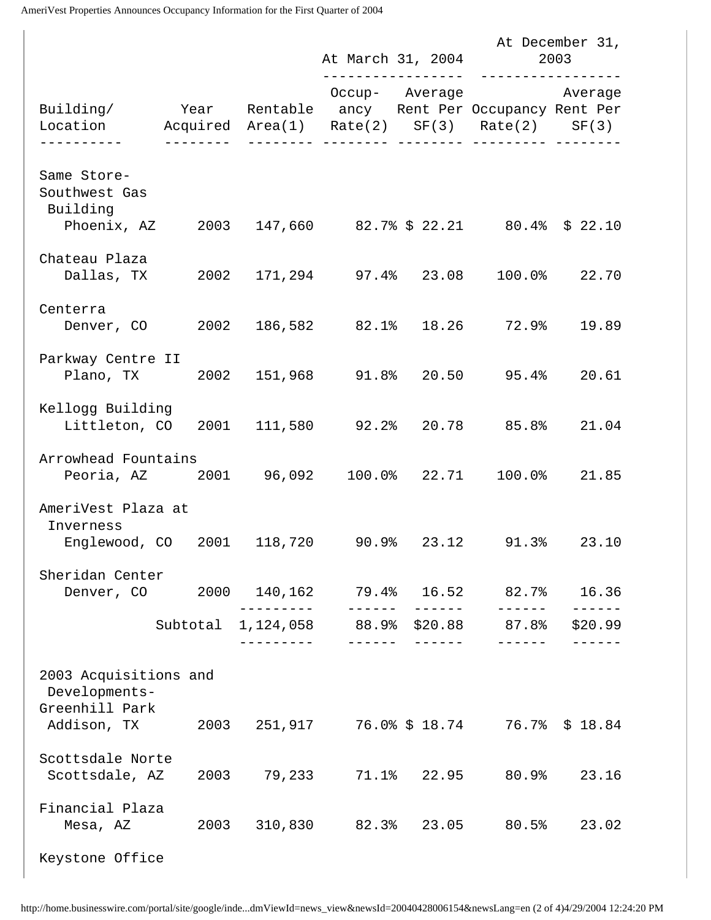| Building/ Location | Year Acquired | Rentable Area(1) | At March 31, 2004 Occupancy Rate(2) | At March 31, 2004 Average Rent Per SF(3) | At December 31, 2003 Occupancy Rate(2) | At December 31, 2003 Average Rent Per SF(3) |
|---|---|---|---|---|---|---|
| **Same Store-** | | | | | | |
| Southwest Gas Building Phoenix, AZ | 2003 | 147,660 | 82.7% | $ 22.21 | 80.4% | $ 22.10 |
| Chateau Plaza Dallas, TX | 2002 | 171,294 | 97.4% | 23.08 | 100.0% | 22.70 |
| Centerra Denver, CO | 2002 | 186,582 | 82.1% | 18.26 | 72.9% | 19.89 |
| Parkway Centre II Plano, TX | 2002 | 151,968 | 91.8% | 20.50 | 95.4% | 20.61 |
| Kellogg Building Littleton, CO | 2001 | 111,580 | 92.2% | 20.78 | 85.8% | 21.04 |
| Arrowhead Fountains Peoria, AZ | 2001 | 96,092 | 100.0% | 22.71 | 100.0% | 21.85 |
| AmeriVest Plaza at Inverness Englewood, CO | 2001 | 118,720 | 90.9% | 23.12 | 91.3% | 23.10 |
| Sheridan Center Denver, CO | 2000 | 140,162 | 79.4% | 16.52 | 82.7% | 16.36 |
| | Subtotal | 1,124,058 | 88.9% | $20.88 | 87.8% | $20.99 |
| **2003 Acquisitions and Developments-** | | | | | | |
| Greenhill Park Addison, TX | 2003 | 251,917 | 76.0% | $ 18.74 | 76.7% | $ 18.84 |
| Scottsdale Norte Scottsdale, AZ | 2003 | 79,233 | 71.1% | 22.95 | 80.9% | 23.16 |
| Financial Plaza Mesa, AZ | 2003 | 310,830 | 82.3% | 23.05 | 80.5% | 23.02 |
| Keystone Office | | | | | | |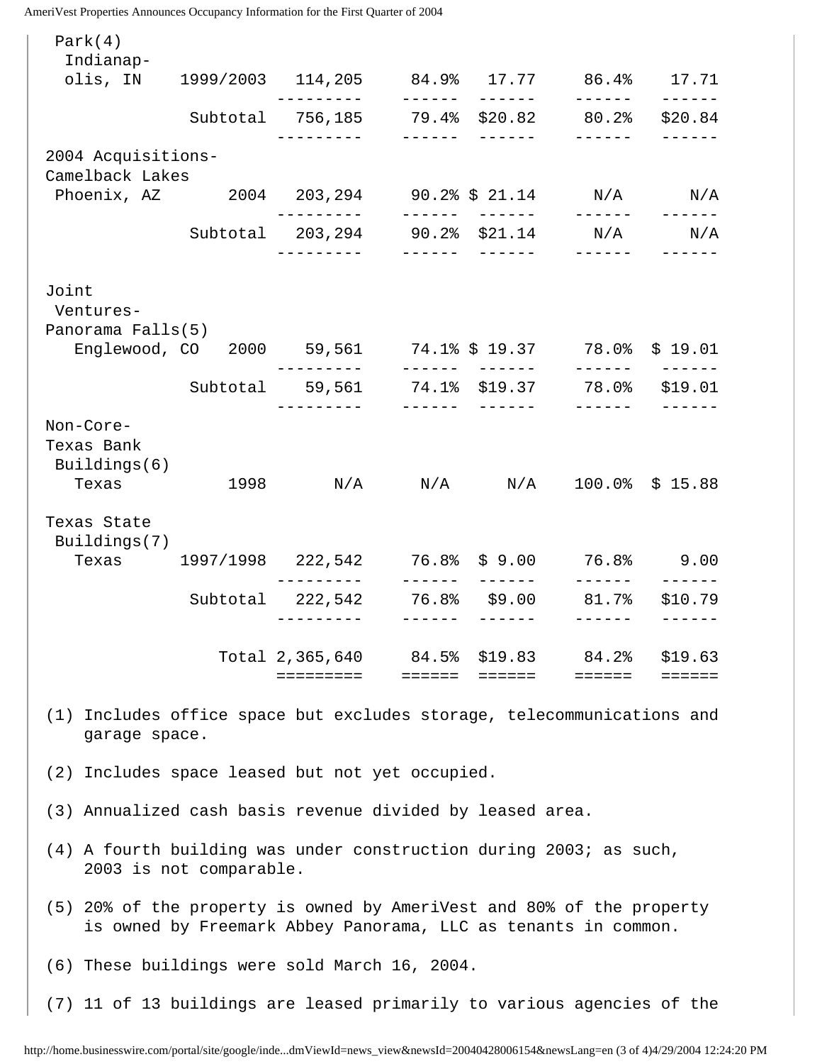| Property | Year | Square Feet | Occupancy | Rate | Occupancy | Rate |
|---|---|---|---|---|---|---|
| Park(4) Indianapolis, IN | 1999/2003 | 114,205 | 84.9% | 17.77 | 86.4% | 17.71 |
| | Subtotal | 756,185 | 79.4% | $20.82 | 80.2% | $20.84 |
| 2004 Acquisitions- | | | | | | |
| Camelback Lakes Phoenix, AZ | 2004 | 203,294 | 90.2% | $ 21.14 | N/A | N/A |
| | Subtotal | 203,294 | 90.2% | $21.14 | N/A | N/A |
| Joint Ventures- | | | | | | |
| Panorama Falls(5) Englewood, CO | 2000 | 59,561 | 74.1% | $ 19.37 | 78.0% | $ 19.01 |
| | Subtotal | 59,561 | 74.1% | $19.37 | 78.0% | $19.01 |
| Non-Core- | | | | | | |
| Texas Bank Buildings(6) Texas | 1998 | N/A | N/A | N/A | 100.0% | $ 15.88 |
| Texas State Buildings(7) Texas | 1997/1998 | 222,542 | 76.8% | $ 9.00 | 76.8% | 9.00 |
| | Subtotal | 222,542 | 76.8% | $9.00 | 81.7% | $10.79 |
| | Total | 2,365,640 | 84.5% | $19.83 | 84.2% | $19.63 |

(1) Includes office space but excludes storage, telecommunications and garage space.

(2) Includes space leased but not yet occupied.

(3) Annualized cash basis revenue divided by leased area.

(4) A fourth building was under construction during 2003; as such, 2003 is not comparable.

(5) 20% of the property is owned by AmeriVest and 80% of the property is owned by Freemark Abbey Panorama, LLC as tenants in common.

(6) These buildings were sold March 16, 2004.

(7) 11 of 13 buildings are leased primarily to various agencies of the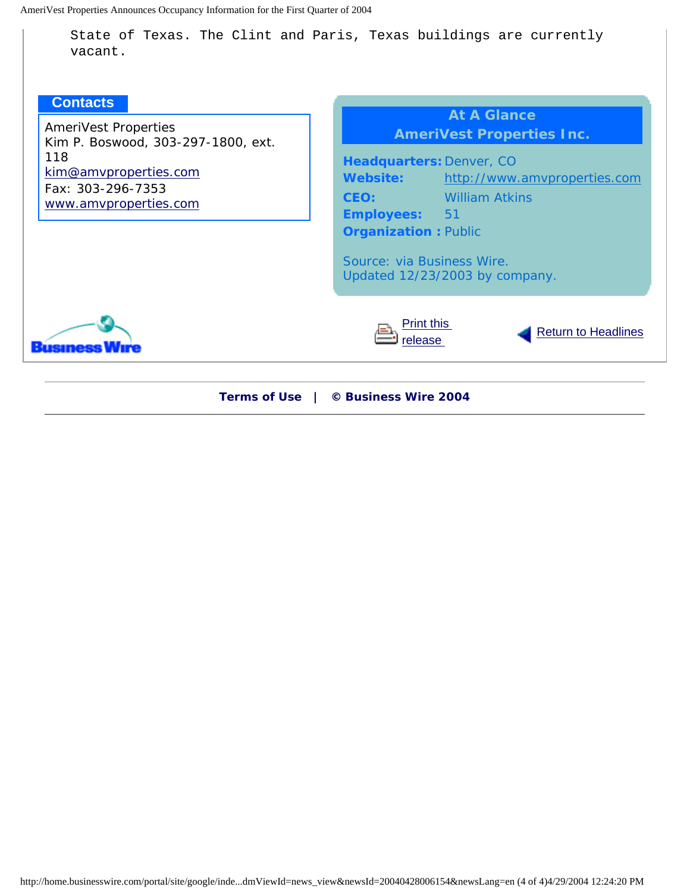State of Texas. The Clint and Paris, Texas buildings are currently vacant.

## Contacts

AmeriVest Properties
Kim P. Boswood, 303-297-1800, ext. 118
kim@amvproperties.com
Fax: 303-296-7353
www.amvproperties.com

## At A Glance
## AmeriVest Properties Inc.

| | |
|---|---|
| **Headquarters:** | Denver, CO |
| **Website:** | http://www.amvproperties.com |
| **CEO:** | William Atkins |
| **Employees:** | 51 |
| **Organization :** | Public |

Source: via Business Wire.
Updated 12/23/2003 by company.

Print this release

Return to Headlines

**Terms of Use** | **© Business Wire 2004**